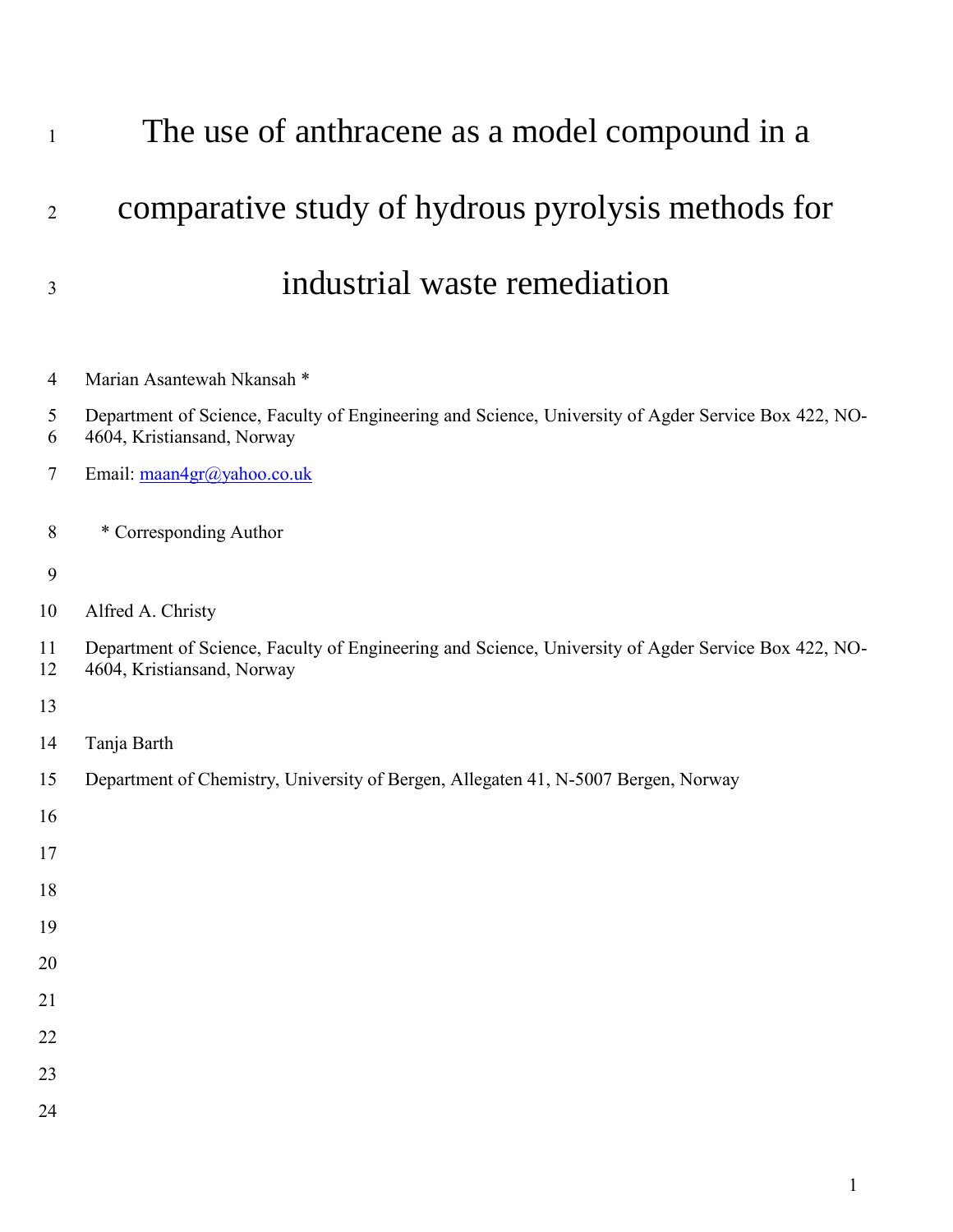# The use of anthracene as a model compound in a comparative study of hydrous pyrolysis methods for industrial waste remediation

Marian Asantewah Nkansah *

Department of Science, Faculty of Engineering and Science, University of Agder Service Box 422, NO-4604, Kristiansand, Norway

Email: maan4gr@yahoo.co.uk

\* Corresponding Author

Alfred A. Christy

Department of Science, Faculty of Engineering and Science, University of Agder Service Box 422, NO-4604, Kristiansand, Norway

Tanja Barth

Department of Chemistry, University of Bergen, Allegaten 41, N-5007 Bergen, Norway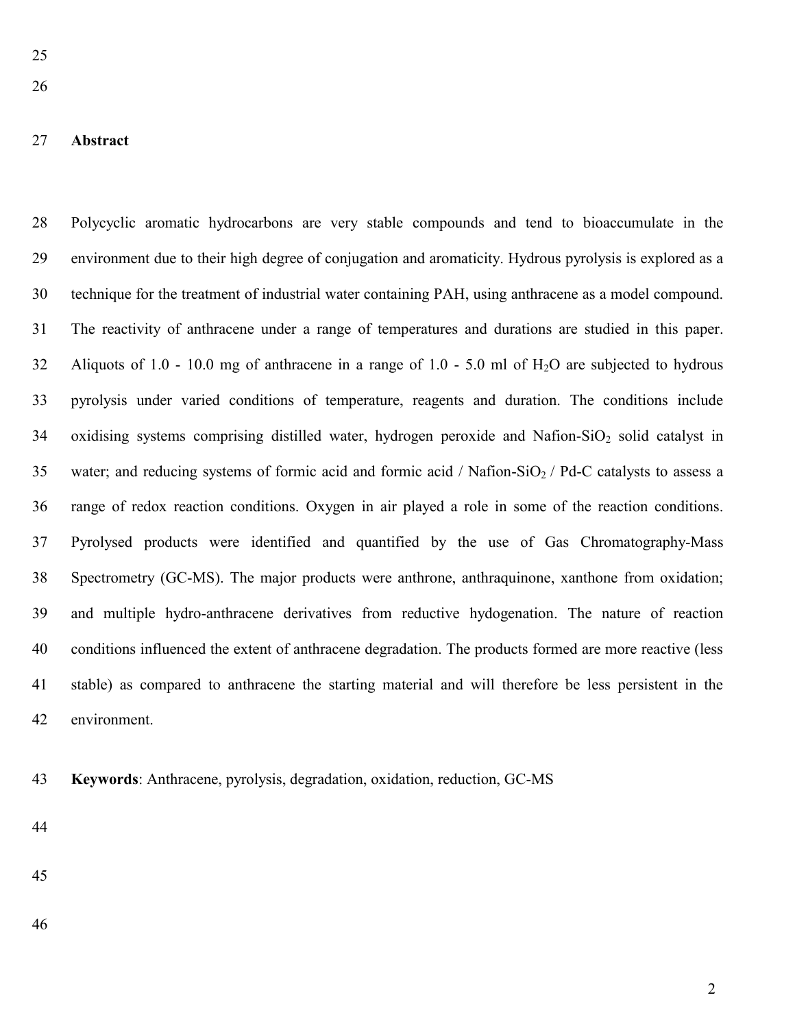## Abstract

Polycyclic aromatic hydrocarbons are very stable compounds and tend to bioaccumulate in the environment due to their high degree of conjugation and aromaticity. Hydrous pyrolysis is explored as a technique for the treatment of industrial water containing PAH, using anthracene as a model compound. The reactivity of anthracene under a range of temperatures and durations are studied in this paper. Aliquots of 1.0 - 10.0 mg of anthracene in a range of 1.0 - 5.0 ml of $H_2O$ are subjected to hydrous pyrolysis under varied conditions of temperature, reagents and duration. The conditions include oxidising systems comprising distilled water, hydrogen peroxide and Nafion-$SiO_2$ solid catalyst in water; and reducing systems of formic acid and formic acid / Nafion-$SiO_2$ / Pd-C catalysts to assess a range of redox reaction conditions. Oxygen in air played a role in some of the reaction conditions. Pyrolysed products were identified and quantified by the use of Gas Chromatography-Mass Spectrometry (GC-MS). The major products were anthrone, anthraquinone, xanthone from oxidation; and multiple hydro-anthracene derivatives from reductive hydogenation. The nature of reaction conditions influenced the extent of anthracene degradation. The products formed are more reactive (less stable) as compared to anthracene the starting material and will therefore be less persistent in the environment.

**Keywords**: Anthracene, pyrolysis, degradation, oxidation, reduction, GC-MS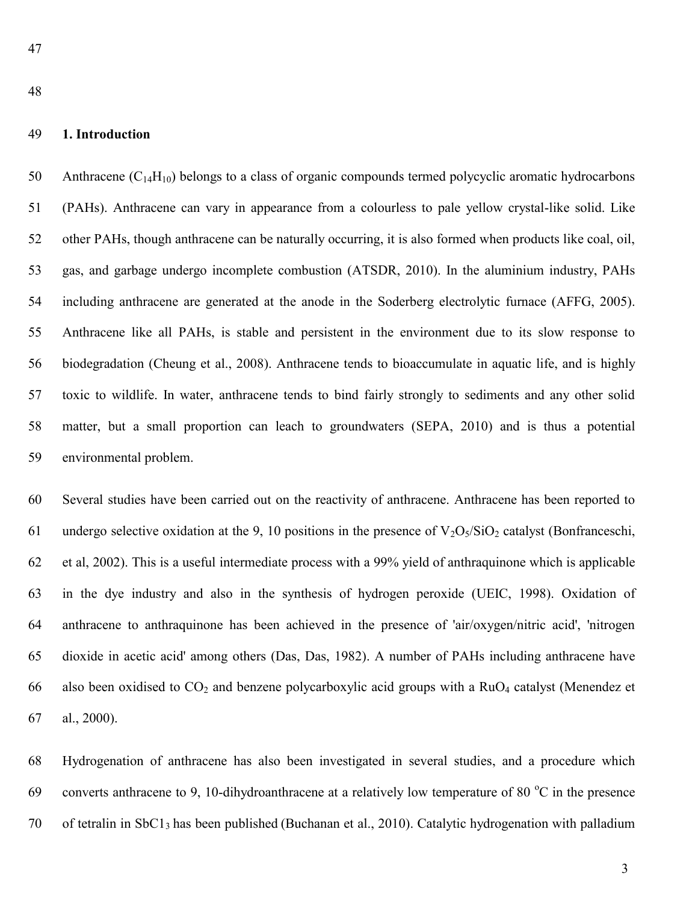## 1. Introduction

Anthracene ($C_{14}H_{10}$) belongs to a class of organic compounds termed polycyclic aromatic hydrocarbons (PAHs). Anthracene can vary in appearance from a colourless to pale yellow crystal-like solid. Like other PAHs, though anthracene can be naturally occurring, it is also formed when products like coal, oil, gas, and garbage undergo incomplete combustion (ATSDR, 2010). In the aluminium industry, PAHs including anthracene are generated at the anode in the Soderberg electrolytic furnace (AFFG, 2005). Anthracene like all PAHs, is stable and persistent in the environment due to its slow response to biodegradation (Cheung et al., 2008). Anthracene tends to bioaccumulate in aquatic life, and is highly toxic to wildlife. In water, anthracene tends to bind fairly strongly to sediments and any other solid matter, but a small proportion can leach to groundwaters (SEPA, 2010) and is thus a potential environmental problem.

Several studies have been carried out on the reactivity of anthracene. Anthracene has been reported to undergo selective oxidation at the 9, 10 positions in the presence of $V_2O_5/SiO_2$ catalyst (Bonfranceschi, et al, 2002). This is a useful intermediate process with a 99% yield of anthraquinone which is applicable in the dye industry and also in the synthesis of hydrogen peroxide (UEIC, 1998). Oxidation of anthracene to anthraquinone has been achieved in the presence of 'air/oxygen/nitric acid', 'nitrogen dioxide in acetic acid' among others (Das, Das, 1982). A number of PAHs including anthracene have also been oxidised to $CO_2$ and benzene polycarboxylic acid groups with a $RuO_4$ catalyst (Menendez et al., 2000).

Hydrogenation of anthracene has also been investigated in several studies, and a procedure which converts anthracene to 9, 10-dihydroanthracene at a relatively low temperature of 80 $^{o}$C in the presence of tetralin in $SbC1_3$ has been published (Buchanan et al., 2010). Catalytic hydrogenation with palladium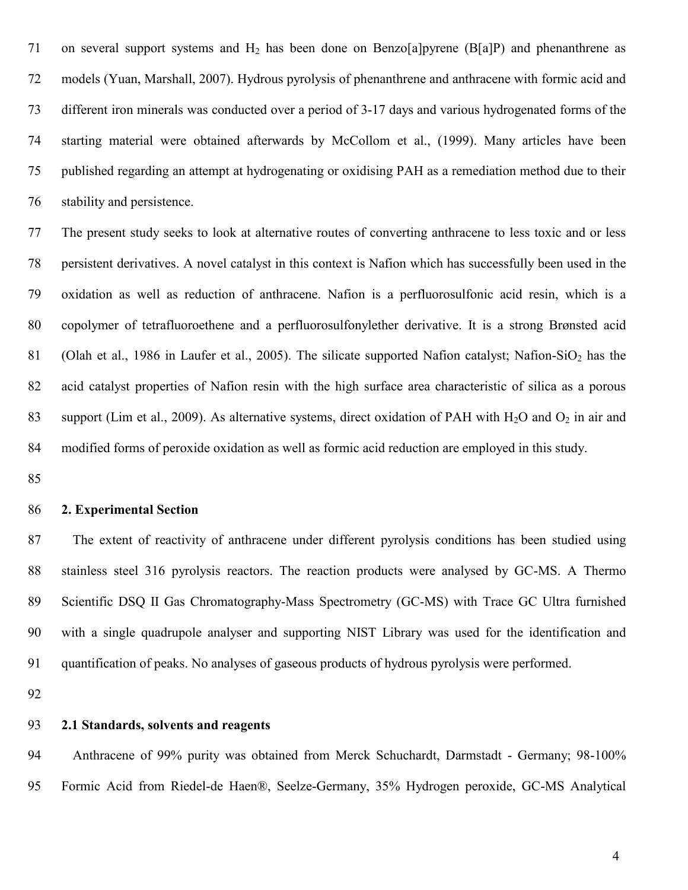on several support systems and $H_2$ has been done on Benzo[a]pyrene (B[a]P) and phenanthrene as models (Yuan, Marshall, 2007). Hydrous pyrolysis of phenanthrene and anthracene with formic acid and different iron minerals was conducted over a period of 3-17 days and various hydrogenated forms of the starting material were obtained afterwards by McCollom et al., (1999). Many articles have been published regarding an attempt at hydrogenating or oxidising PAH as a remediation method due to their stability and persistence.

The present study seeks to look at alternative routes of converting anthracene to less toxic and or less persistent derivatives. A novel catalyst in this context is Nafion which has successfully been used in the oxidation as well as reduction of anthracene. Nafion is a perfluorosulfonic acid resin, which is a copolymer of tetrafluoroethene and a perfluorosulfonylether derivative. It is a strong Brønsted acid (Olah et al., 1986 in Laufer et al., 2005). The silicate supported Nafion catalyst; Nafion-$SiO_2$ has the acid catalyst properties of Nafion resin with the high surface area characteristic of silica as a porous support (Lim et al., 2009). As alternative systems, direct oxidation of PAH with $H_2O$ and $O_2$ in air and modified forms of peroxide oxidation as well as formic acid reduction are employed in this study.

## 2. Experimental Section

The extent of reactivity of anthracene under different pyrolysis conditions has been studied using stainless steel 316 pyrolysis reactors. The reaction products were analysed by GC-MS. A Thermo Scientific DSQ II Gas Chromatography-Mass Spectrometry (GC-MS) with Trace GC Ultra furnished with a single quadrupole analyser and supporting NIST Library was used for the identification and quantification of peaks. No analyses of gaseous products of hydrous pyrolysis were performed.

### 2.1 Standards, solvents and reagents

Anthracene of 99% purity was obtained from Merck Schuchardt, Darmstadt - Germany; 98-100% Formic Acid from Riedel-de Haen®, Seelze-Germany, 35% Hydrogen peroxide, GC-MS Analytical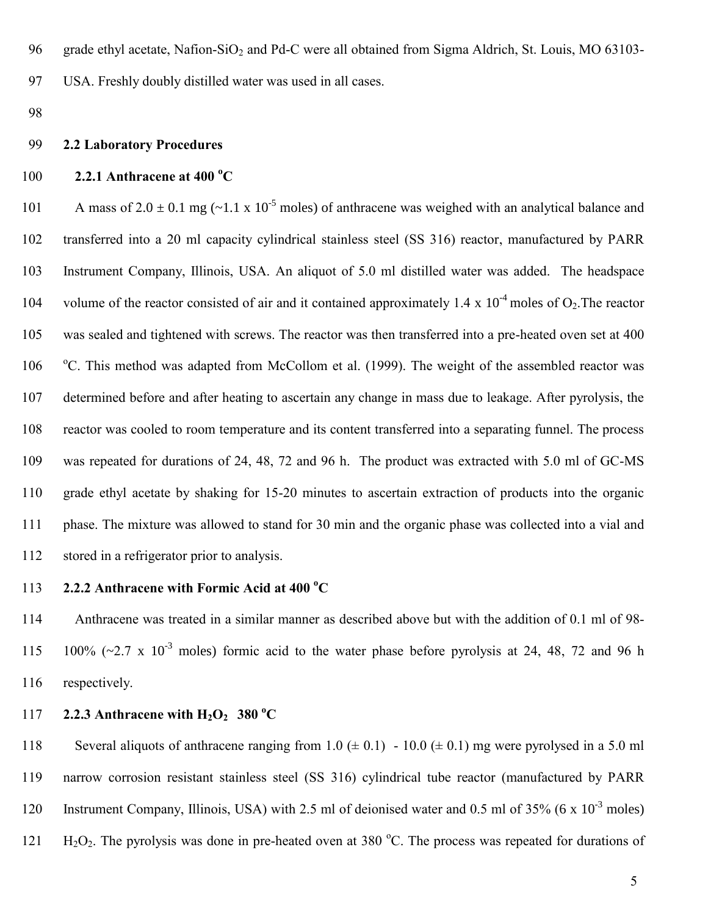grade ethyl acetate, Nafion-$SiO_2$ and Pd-C were all obtained from Sigma Aldrich, St. Louis, MO 63103-USA. Freshly doubly distilled water was used in all cases.

## 2.2 Laboratory Procedures

### 2.2.1 Anthracene at 400 °C

A mass of 2.0 ± 0.1 mg (~1.1 x $10^{-5}$ moles) of anthracene was weighed with an analytical balance and transferred into a 20 ml capacity cylindrical stainless steel (SS 316) reactor, manufactured by PARR Instrument Company, Illinois, USA. An aliquot of 5.0 ml distilled water was added. The headspace volume of the reactor consisted of air and it contained approximately 1.4 x $10^{-4}$ moles of $O_2$.The reactor was sealed and tightened with screws. The reactor was then transferred into a pre-heated oven set at 400 °C. This method was adapted from McCollom et al. (1999). The weight of the assembled reactor was determined before and after heating to ascertain any change in mass due to leakage. After pyrolysis, the reactor was cooled to room temperature and its content transferred into a separating funnel. The process was repeated for durations of 24, 48, 72 and 96 h. The product was extracted with 5.0 ml of GC-MS grade ethyl acetate by shaking for 15-20 minutes to ascertain extraction of products into the organic phase. The mixture was allowed to stand for 30 min and the organic phase was collected into a vial and stored in a refrigerator prior to analysis.

### 2.2.2 Anthracene with Formic Acid at 400 °C

Anthracene was treated in a similar manner as described above but with the addition of 0.1 ml of 98-100% (~2.7 x $10^{-3}$ moles) formic acid to the water phase before pyrolysis at 24, 48, 72 and 96 h respectively.

### 2.2.3 Anthracene with $H_2O_2$ 380 °C

Several aliquots of anthracene ranging from 1.0 (± 0.1) - 10.0 (± 0.1) mg were pyrolysed in a 5.0 ml narrow corrosion resistant stainless steel (SS 316) cylindrical tube reactor (manufactured by PARR Instrument Company, Illinois, USA) with 2.5 ml of deionised water and 0.5 ml of 35% (6 x $10^{-3}$ moles) $H_2O_2$. The pyrolysis was done in pre-heated oven at 380 °C. The process was repeated for durations of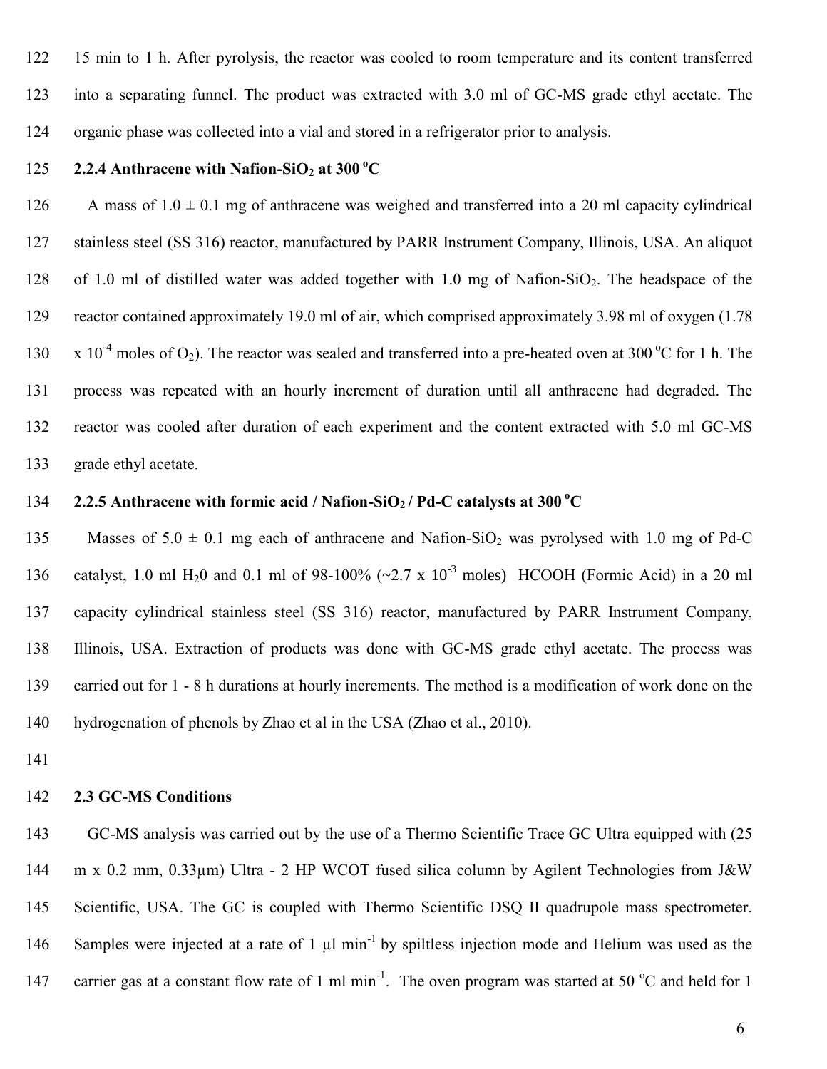15 min to 1 h. After pyrolysis, the reactor was cooled to room temperature and its content transferred into a separating funnel. The product was extracted with 3.0 ml of GC-MS grade ethyl acetate. The organic phase was collected into a vial and stored in a refrigerator prior to analysis.

### 2.2.4 Anthracene with Nafion-$SiO_2$ at 300 $^oC$

A mass of 1.0 ± 0.1 mg of anthracene was weighed and transferred into a 20 ml capacity cylindrical stainless steel (SS 316) reactor, manufactured by PARR Instrument Company, Illinois, USA. An aliquot of 1.0 ml of distilled water was added together with 1.0 mg of Nafion-$SiO_2$. The headspace of the reactor contained approximately 19.0 ml of air, which comprised approximately 3.98 ml of oxygen (1.78 x $10^{-4}$ moles of $O_2$). The reactor was sealed and transferred into a pre-heated oven at 300 $^oC$ for 1 h. The process was repeated with an hourly increment of duration until all anthracene had degraded. The reactor was cooled after duration of each experiment and the content extracted with 5.0 ml GC-MS grade ethyl acetate.

### 2.2.5 Anthracene with formic acid / Nafion-$SiO_2$ / Pd-C catalysts at 300 $^oC$

Masses of 5.0 ± 0.1 mg each of anthracene and Nafion-$SiO_2$ was pyrolysed with 1.0 mg of Pd-C catalyst, 1.0 ml $H_20$ and 0.1 ml of 98-100% (~2.7 x $10^{-3}$ moles) HCOOH (Formic Acid) in a 20 ml capacity cylindrical stainless steel (SS 316) reactor, manufactured by PARR Instrument Company, Illinois, USA. Extraction of products was done with GC-MS grade ethyl acetate. The process was carried out for 1 - 8 h durations at hourly increments. The method is a modification of work done on the hydrogenation of phenols by Zhao et al in the USA (Zhao et al., 2010).

## 2.3 GC-MS Conditions

GC-MS analysis was carried out by the use of a Thermo Scientific Trace GC Ultra equipped with (25 m x 0.2 mm, 0.33µm) Ultra - 2 HP WCOT fused silica column by Agilent Technologies from J&W Scientific, USA. The GC is coupled with Thermo Scientific DSQ II quadrupole mass spectrometer. Samples were injected at a rate of 1 µl $min^{-1}$ by spiltless injection mode and Helium was used as the carrier gas at a constant flow rate of 1 ml $min^{-1}$. The oven program was started at 50 $^oC$ and held for 1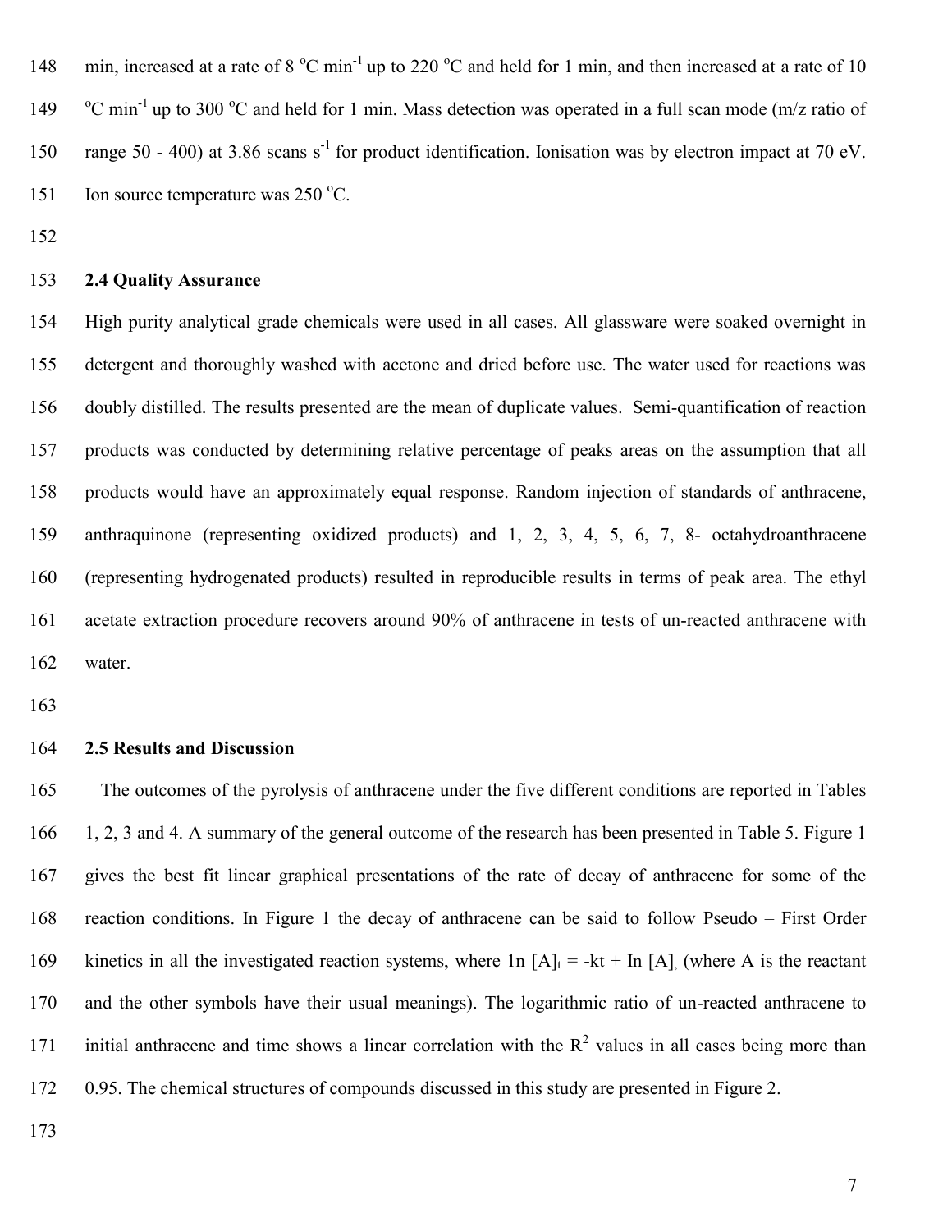min, increased at a rate of 8 $^oC$ $min^{-1}$ up to 220 $^oC$ and held for 1 min, and then increased at a rate of 10 $^oC$ $min^{-1}$ up to 300 $^oC$ and held for 1 min. Mass detection was operated in a full scan mode (m/z ratio of range 50 - 400) at 3.86 scans $s^{-1}$ for product identification. Ionisation was by electron impact at 70 eV. Ion source temperature was 250 $^oC$.

### 2.4 Quality Assurance

High purity analytical grade chemicals were used in all cases. All glassware were soaked overnight in detergent and thoroughly washed with acetone and dried before use. The water used for reactions was doubly distilled. The results presented are the mean of duplicate values. Semi-quantification of reaction products was conducted by determining relative percentage of peaks areas on the assumption that all products would have an approximately equal response. Random injection of standards of anthracene, anthraquinone (representing oxidized products) and 1, 2, 3, 4, 5, 6, 7, 8- octahydroanthracene (representing hydrogenated products) resulted in reproducible results in terms of peak area. The ethyl acetate extraction procedure recovers around 90% of anthracene in tests of un-reacted anthracene with water.

### 2.5 Results and Discussion

The outcomes of the pyrolysis of anthracene under the five different conditions are reported in Tables 1, 2, 3 and 4. A summary of the general outcome of the research has been presented in Table 5. Figure 1 gives the best fit linear graphical presentations of the rate of decay of anthracene for some of the reaction conditions. In Figure 1 the decay of anthracene can be said to follow Pseudo – First Order kinetics in all the investigated reaction systems, where $\ln [A]_t = -kt + \ln [A]$ (where A is the reactant and the other symbols have their usual meanings). The logarithmic ratio of un-reacted anthracene to initial anthracene and time shows a linear correlation with the $R^2$ values in all cases being more than 0.95. The chemical structures of compounds discussed in this study are presented in Figure 2.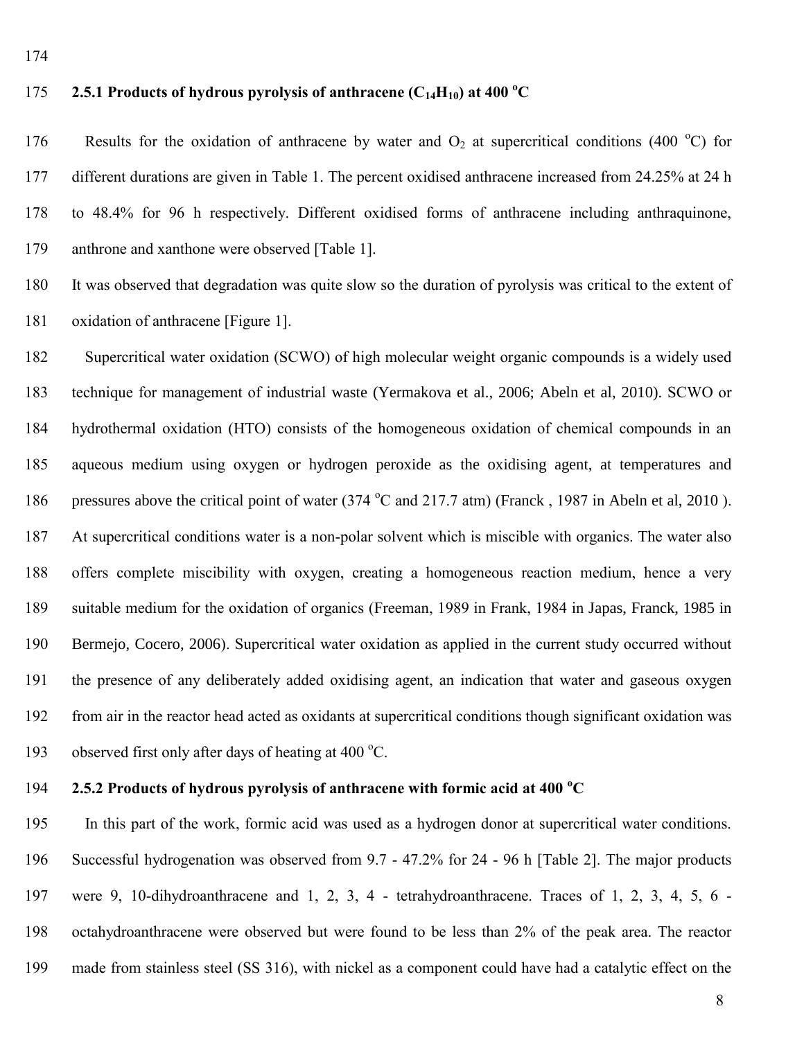### 2.5.1 Products of hydrous pyrolysis of anthracene ($C_{14}H_{10}$) at 400 °C

Results for the oxidation of anthracene by water and $O_2$ at supercritical conditions (400 °C) for different durations are given in Table 1. The percent oxidised anthracene increased from 24.25% at 24 h to 48.4% for 96 h respectively. Different oxidised forms of anthracene including anthraquinone, anthrone and xanthone were observed [Table 1].

It was observed that degradation was quite slow so the duration of pyrolysis was critical to the extent of oxidation of anthracene [Figure 1].

Supercritical water oxidation (SCWO) of high molecular weight organic compounds is a widely used technique for management of industrial waste (Yermakova et al., 2006; Abeln et al, 2010). SCWO or hydrothermal oxidation (HTO) consists of the homogeneous oxidation of chemical compounds in an aqueous medium using oxygen or hydrogen peroxide as the oxidising agent, at temperatures and pressures above the critical point of water (374 °C and 217.7 atm) (Franck , 1987 in Abeln et al, 2010 ). At supercritical conditions water is a non-polar solvent which is miscible with organics. The water also offers complete miscibility with oxygen, creating a homogeneous reaction medium, hence a very suitable medium for the oxidation of organics (Freeman, 1989 in Frank, 1984 in Japas, Franck, 1985 in Bermejo, Cocero, 2006). Supercritical water oxidation as applied in the current study occurred without the presence of any deliberately added oxidising agent, an indication that water and gaseous oxygen from air in the reactor head acted as oxidants at supercritical conditions though significant oxidation was observed first only after days of heating at 400 °C.

### 2.5.2 Products of hydrous pyrolysis of anthracene with formic acid at 400 °C

In this part of the work, formic acid was used as a hydrogen donor at supercritical water conditions. Successful hydrogenation was observed from 9.7 - 47.2% for 24 - 96 h [Table 2]. The major products were 9, 10-dihydroanthracene and 1, 2, 3, 4 - tetrahydroanthracene. Traces of 1, 2, 3, 4, 5, 6 - octahydroanthracene were observed but were found to be less than 2% of the peak area. The reactor made from stainless steel (SS 316), with nickel as a component could have had a catalytic effect on the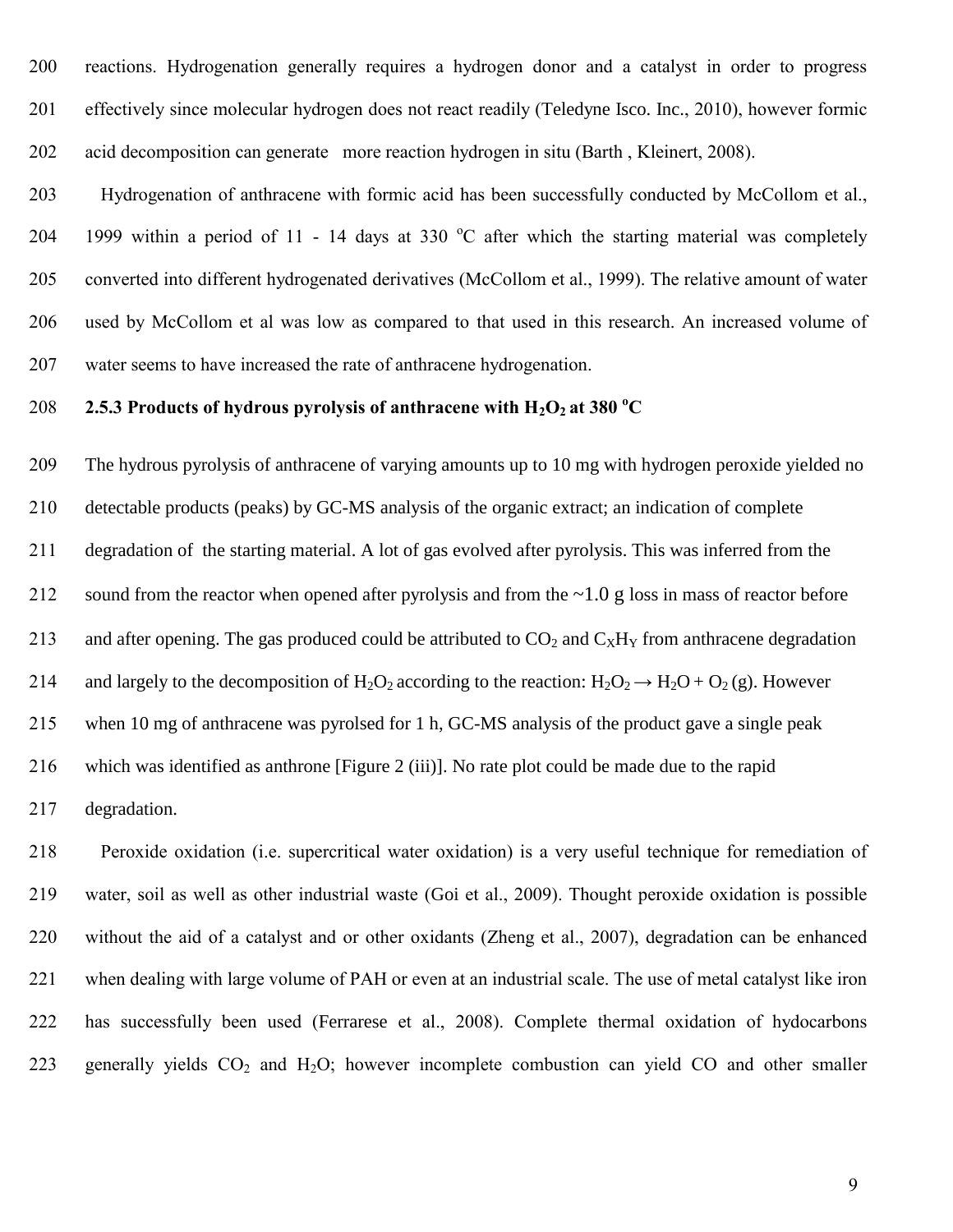reactions. Hydrogenation generally requires a hydrogen donor and a catalyst in order to progress effectively since molecular hydrogen does not react readily (Teledyne Isco. Inc., 2010), however formic acid decomposition can generate more reaction hydrogen in situ (Barth , Kleinert, 2008).

Hydrogenation of anthracene with formic acid has been successfully conducted by McCollom et al., 1999 within a period of 11 - 14 days at 330 $^{o}$C after which the starting material was completely converted into different hydrogenated derivatives (McCollom et al., 1999). The relative amount of water used by McCollom et al was low as compared to that used in this research. An increased volume of water seems to have increased the rate of anthracene hydrogenation.

### 2.5.3 Products of hydrous pyrolysis of anthracene with $H_2O_2$ at 380 $^{o}$C

The hydrous pyrolysis of anthracene of varying amounts up to 10 mg with hydrogen peroxide yielded no detectable products (peaks) by GC-MS analysis of the organic extract; an indication of complete degradation of the starting material. A lot of gas evolved after pyrolysis. This was inferred from the sound from the reactor when opened after pyrolysis and from the ~1.0 g loss in mass of reactor before and after opening. The gas produced could be attributed to $CO_2$ and $C_XH_Y$ from anthracene degradation and largely to the decomposition of $H_2O_2$ according to the reaction: $H_2O_2 \rightarrow H_2O + O_2$ (g). However when 10 mg of anthracene was pyrolsed for 1 h, GC-MS analysis of the product gave a single peak which was identified as anthrone [Figure 2 (iii)]. No rate plot could be made due to the rapid degradation.

Peroxide oxidation (i.e. supercritical water oxidation) is a very useful technique for remediation of water, soil as well as other industrial waste (Goi et al., 2009). Thought peroxide oxidation is possible without the aid of a catalyst and or other oxidants (Zheng et al., 2007), degradation can be enhanced when dealing with large volume of PAH or even at an industrial scale. The use of metal catalyst like iron has successfully been used (Ferrarese et al., 2008). Complete thermal oxidation of hydocarbons generally yields $CO_2$ and $H_2O$; however incomplete combustion can yield CO and other smaller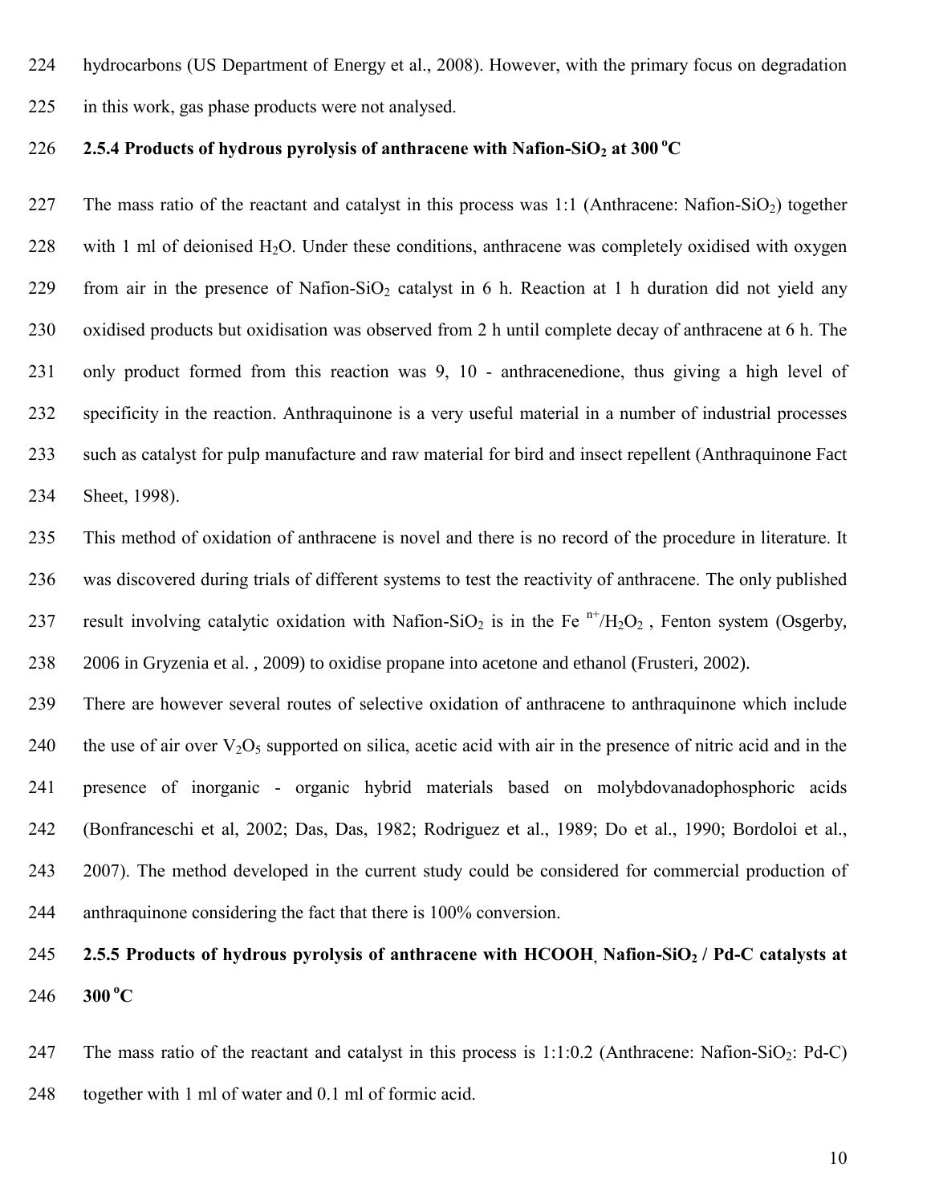hydrocarbons (US Department of Energy et al., 2008). However, with the primary focus on degradation in this work, gas phase products were not analysed.

### 2.5.4 Products of hydrous pyrolysis of anthracene with Nafion-$SiO_2$ at 300 °C

The mass ratio of the reactant and catalyst in this process was 1:1 (Anthracene: Nafion-$SiO_2$) together with 1 ml of deionised $H_2O$. Under these conditions, anthracene was completely oxidised with oxygen from air in the presence of Nafion-$SiO_2$ catalyst in 6 h. Reaction at 1 h duration did not yield any oxidised products but oxidisation was observed from 2 h until complete decay of anthracene at 6 h. The only product formed from this reaction was 9, 10 - anthracenedione, thus giving a high level of specificity in the reaction. Anthraquinone is a very useful material in a number of industrial processes such as catalyst for pulp manufacture and raw material for bird and insect repellent (Anthraquinone Fact Sheet, 1998).

This method of oxidation of anthracene is novel and there is no record of the procedure in literature. It was discovered during trials of different systems to test the reactivity of anthracene. The only published result involving catalytic oxidation with Nafion-$SiO_2$ is in the $Fe^{n+}/H_2O_2$ , Fenton system (Osgerby, 2006 in Gryzenia et al. , 2009) to oxidise propane into acetone and ethanol (Frusteri, 2002).

There are however several routes of selective oxidation of anthracene to anthraquinone which include the use of air over $V_2O_5$ supported on silica, acetic acid with air in the presence of nitric acid and in the presence of inorganic - organic hybrid materials based on molybdovanadophosphoric acids (Bonfranceschi et al, 2002; Das, Das, 1982; Rodriguez et al., 1989; Do et al., 1990; Bordoloi et al., 2007). The method developed in the current study could be considered for commercial production of anthraquinone considering the fact that there is 100% conversion.

### 2.5.5 Products of hydrous pyrolysis of anthracene with HCOOH, Nafion-$SiO_2$ / Pd-C catalysts at 300 °C

The mass ratio of the reactant and catalyst in this process is 1:1:0.2 (Anthracene: Nafion-$SiO_2$: Pd-C) together with 1 ml of water and 0.1 ml of formic acid.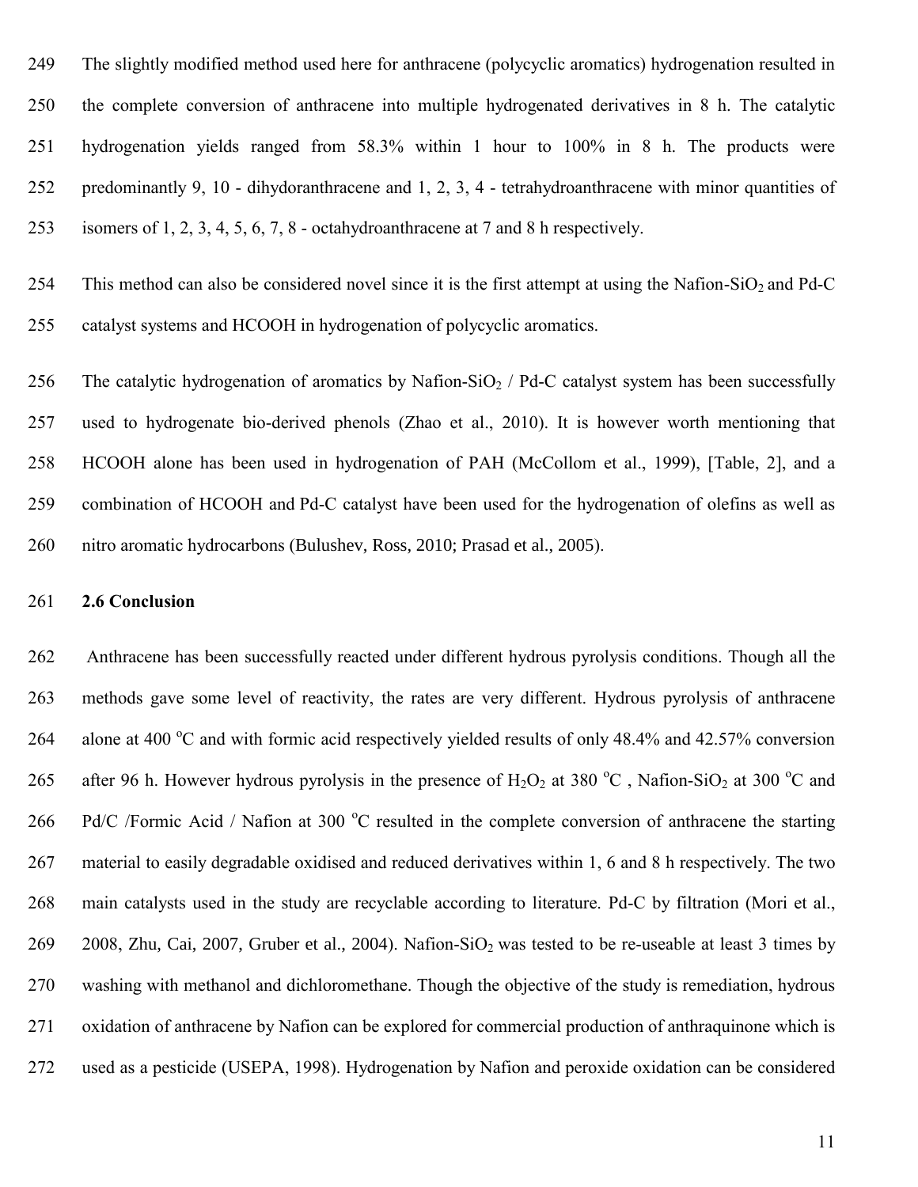The slightly modified method used here for anthracene (polycyclic aromatics) hydrogenation resulted in the complete conversion of anthracene into multiple hydrogenated derivatives in 8 h. The catalytic hydrogenation yields ranged from 58.3% within 1 hour to 100% in 8 h. The products were predominantly 9, 10 - dihydoranthracene and 1, 2, 3, 4 - tetrahydroanthracene with minor quantities of isomers of 1, 2, 3, 4, 5, 6, 7, 8 - octahydroanthracene at 7 and 8 h respectively.

This method can also be considered novel since it is the first attempt at using the Nafion-$SiO_2$ and Pd-C catalyst systems and HCOOH in hydrogenation of polycyclic aromatics.

The catalytic hydrogenation of aromatics by Nafion-$SiO_2$ / Pd-C catalyst system has been successfully used to hydrogenate bio-derived phenols (Zhao et al., 2010). It is however worth mentioning that HCOOH alone has been used in hydrogenation of PAH (McCollom et al., 1999), [Table, 2], and a combination of HCOOH and Pd-C catalyst have been used for the hydrogenation of olefins as well as nitro aromatic hydrocarbons (Bulushev, Ross, 2010; Prasad et al., 2005).

## 2.6 Conclusion

Anthracene has been successfully reacted under different hydrous pyrolysis conditions. Though all the methods gave some level of reactivity, the rates are very different. Hydrous pyrolysis of anthracene alone at 400 $^oC$ and with formic acid respectively yielded results of only 48.4% and 42.57% conversion after 96 h. However hydrous pyrolysis in the presence of $H_2O_2$ at 380 $^oC$ , Nafion-$SiO_2$ at 300 $^oC$ and Pd/C /Formic Acid / Nafion at 300 $^oC$ resulted in the complete conversion of anthracene the starting material to easily degradable oxidised and reduced derivatives within 1, 6 and 8 h respectively. The two main catalysts used in the study are recyclable according to literature. Pd-C by filtration (Mori et al., 2008, Zhu, Cai, 2007, Gruber et al., 2004). Nafion-$SiO_2$ was tested to be re-useable at least 3 times by washing with methanol and dichloromethane. Though the objective of the study is remediation, hydrous oxidation of anthracene by Nafion can be explored for commercial production of anthraquinone which is used as a pesticide (USEPA, 1998). Hydrogenation by Nafion and peroxide oxidation can be considered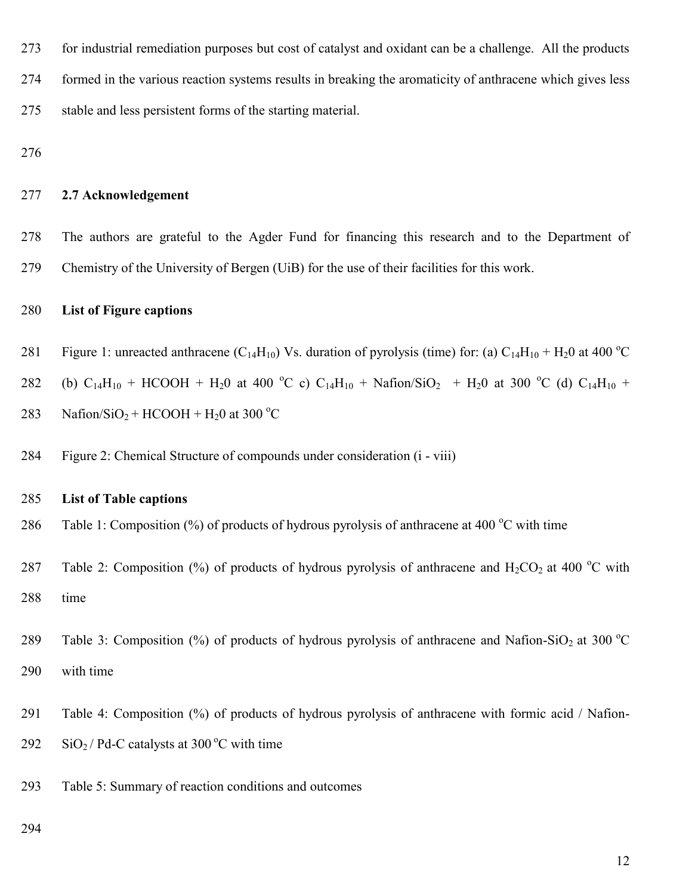for industrial remediation purposes but cost of catalyst and oxidant can be a challenge. All the products formed in the various reaction systems results in breaking the aromaticity of anthracene which gives less stable and less persistent forms of the starting material.

## 2.7 Acknowledgement

The authors are grateful to the Agder Fund for financing this research and to the Department of Chemistry of the University of Bergen (UiB) for the use of their facilities for this work.

**List of Figure captions**

Figure 1: unreacted anthracene ($C_{14}H_{10}$) Vs. duration of pyrolysis (time) for: (a) $C_{14}H_{10}$ + $H_20$ at 400 $^oC$ (b) $C_{14}H_{10}$ + HCOOH + $H_20$ at 400 $^oC$ c) $C_{14}H_{10}$ + Nafion/$SiO_2$ + $H_20$ at 300 $^oC$ (d) $C_{14}H_{10}$ + Nafion/$SiO_2$ + HCOOH + $H_20$ at 300 $^oC$

Figure 2: Chemical Structure of compounds under consideration (i - viii)

**List of Table captions**

Table 1: Composition (%) of products of hydrous pyrolysis of anthracene at 400 $^oC$ with time

Table 2: Composition (%) of products of hydrous pyrolysis of anthracene and $H_2CO_2$ at 400 $^oC$ with time

Table 3: Composition (%) of products of hydrous pyrolysis of anthracene and Nafion-$SiO_2$ at 300 $^oC$ with time

Table 4: Composition (%) of products of hydrous pyrolysis of anthracene with formic acid / Nafion-$SiO_2$ / Pd-C catalysts at 300 $^oC$ with time

Table 5: Summary of reaction conditions and outcomes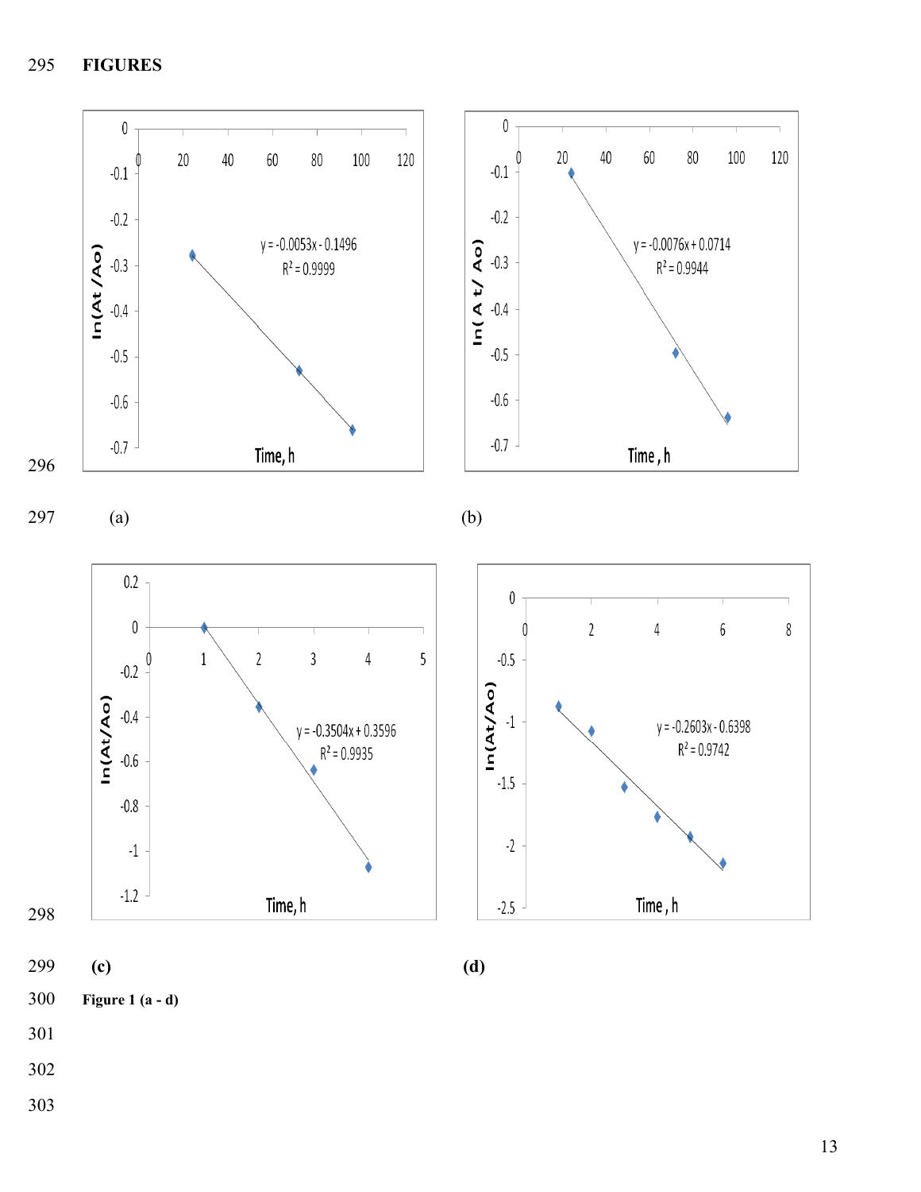# FIGURES

(a)

(b)

(c)

(d)

**Figure 1 (a - d)**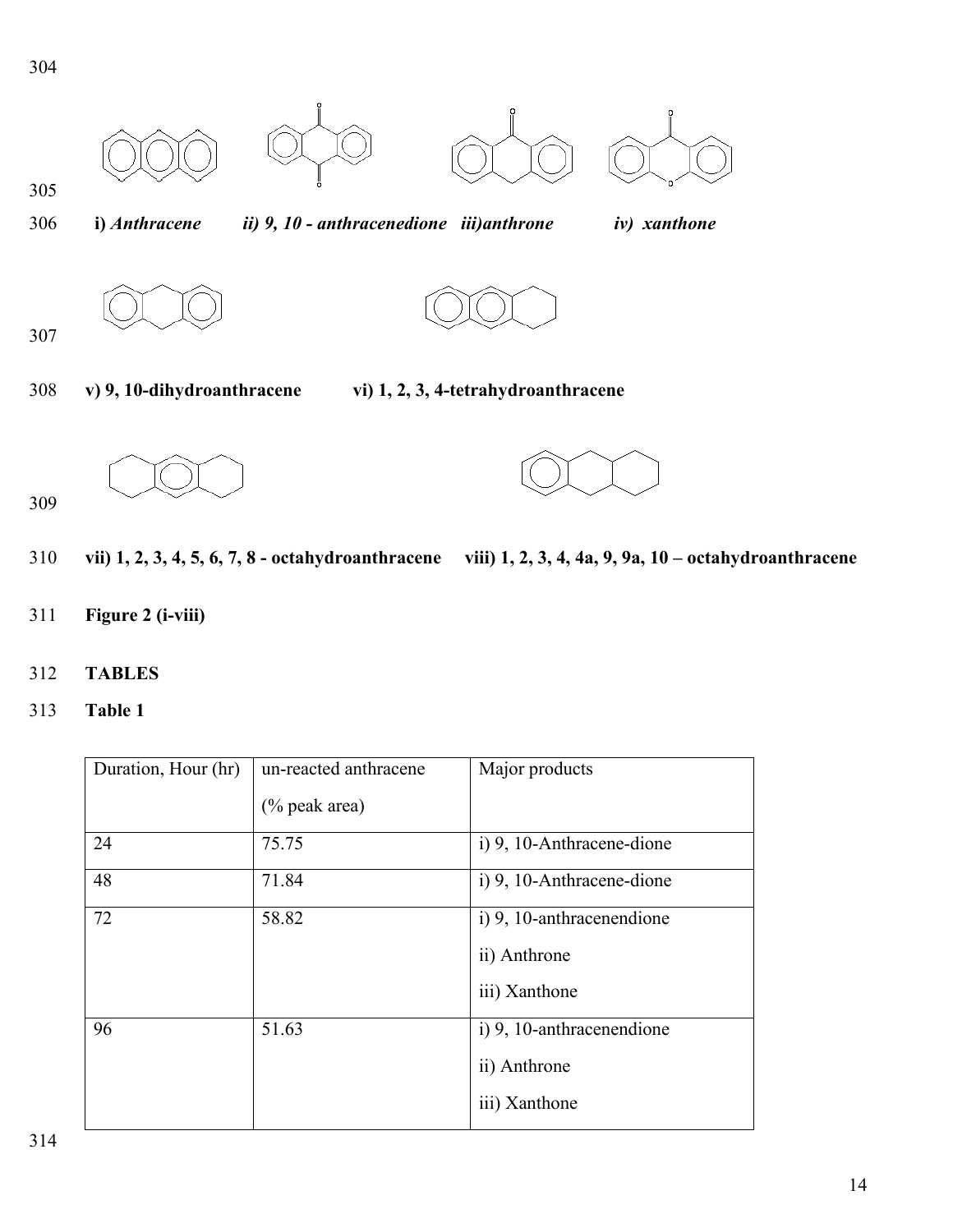i) *Anthracene* *ii) 9, 10 - anthracenedione* *iii)anthrone* *iv) xanthone*

**v) 9, 10-dihydroanthracene** **vi) 1, 2, 3, 4-tetrahydroanthracene**

**vii) 1, 2, 3, 4, 5, 6, 7, 8 - octahydroanthracene** **viii) 1, 2, 3, 4, 4a, 9, 9a, 10 – octahydroanthracene**

**Figure 2 (i-viii)**

## TABLES

**Table 1**

| Duration, Hour (hr) | un-reacted anthracene (% peak area) | Major products |
|---|---|---|
| 24 | 75.75 | i) 9, 10-Anthracene-dione |
| 48 | 71.84 | i) 9, 10-Anthracene-dione |
| 72 | 58.82 | i) 9, 10-anthracenendione<br>ii) Anthrone<br>iii) Xanthone |
| 96 | 51.63 | i) 9, 10-anthracenendione<br>ii) Anthrone<br>iii) Xanthone |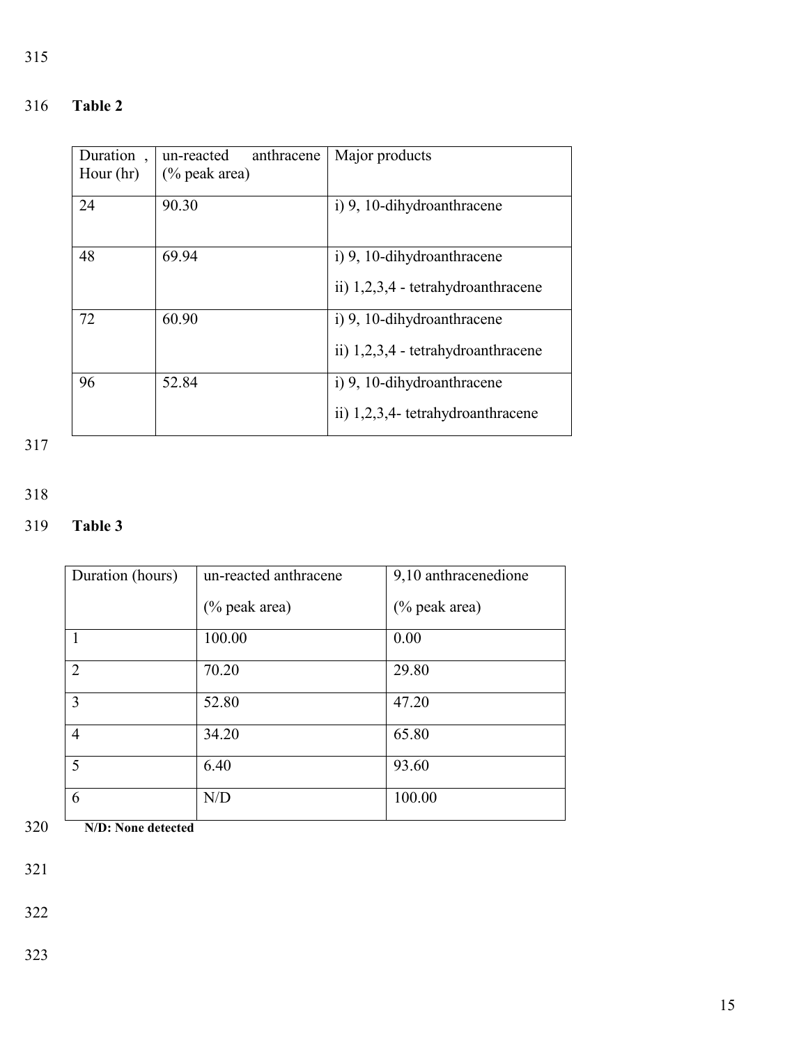**Table 2**

| Duration , Hour (hr) | un-reacted anthracene (% peak area) | Major products |
|---|---|---|
| 24 | 90.30 | i) 9, 10-dihydroanthracene |
| 48 | 69.94 | i) 9, 10-dihydroanthracene<br>ii) 1,2,3,4 - tetrahydroanthracene |
| 72 | 60.90 | i) 9, 10-dihydroanthracene<br>ii) 1,2,3,4 - tetrahydroanthracene |
| 96 | 52.84 | i) 9, 10-dihydroanthracene<br>ii) 1,2,3,4- tetrahydroanthracene |

**Table 3**

| Duration (hours) | un-reacted anthracene (% peak area) | 9,10 anthracenedione (% peak area) |
|---|---|---|
| 1 | 100.00 | 0.00 |
| 2 | 70.20 | 29.80 |
| 3 | 52.80 | 47.20 |
| 4 | 34.20 | 65.80 |
| 5 | 6.40 | 93.60 |
| 6 | N/D | 100.00 |

**N/D: None detected**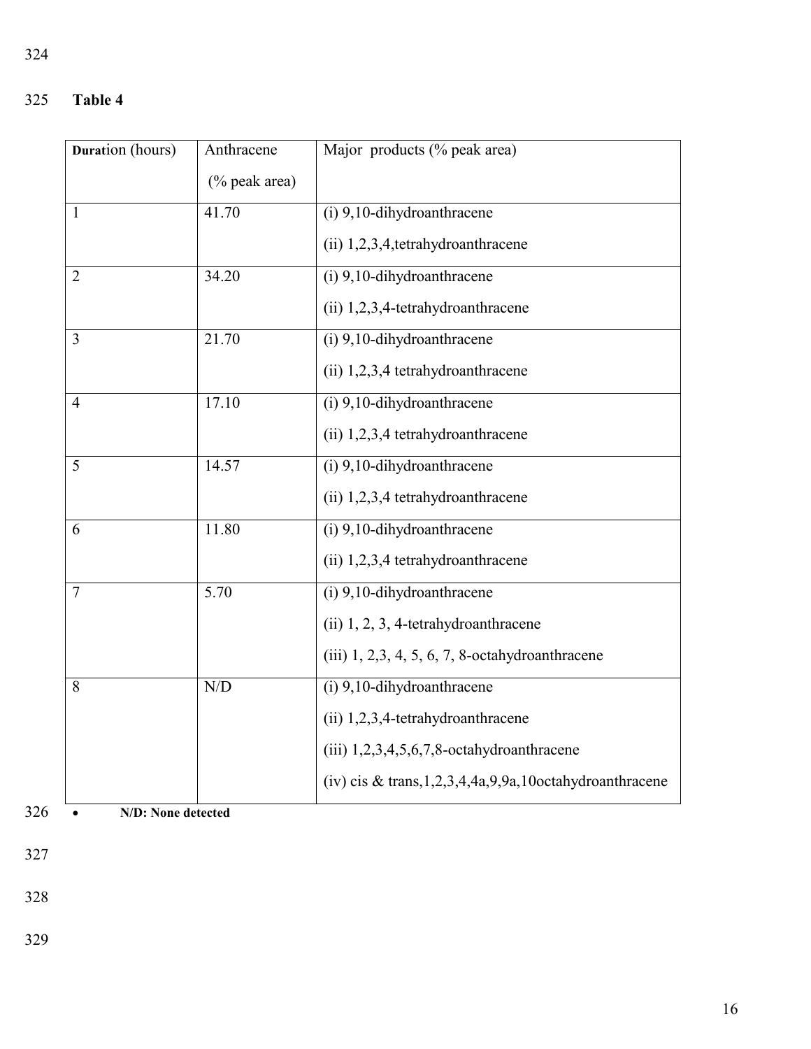**Table 4**

| Duration (hours) | Anthracene (% peak area) | Major products (% peak area) |
|---|---|---|
| 1 | 41.70 | (i) 9,10-dihydroanthracene<br>(ii) 1,2,3,4,tetrahydroanthracene |
| 2 | 34.20 | (i) 9,10-dihydroanthracene<br>(ii) 1,2,3,4-tetrahydroanthracene |
| 3 | 21.70 | (i) 9,10-dihydroanthracene<br>(ii) 1,2,3,4 tetrahydroanthracene |
| 4 | 17.10 | (i) 9,10-dihydroanthracene<br>(ii) 1,2,3,4 tetrahydroanthracene |
| 5 | 14.57 | (i) 9,10-dihydroanthracene<br>(ii) 1,2,3,4 tetrahydroanthracene |
| 6 | 11.80 | (i) 9,10-dihydroanthracene<br>(ii) 1,2,3,4 tetrahydroanthracene |
| 7 | 5.70 | (i) 9,10-dihydroanthracene<br>(ii) 1, 2, 3, 4-tetrahydroanthracene<br>(iii) 1, 2,3, 4, 5, 6, 7, 8-octahydroanthracene |
| 8 | N/D | (i) 9,10-dihydroanthracene<br>(ii) 1,2,3,4-tetrahydroanthracene<br>(iii) 1,2,3,4,5,6,7,8-octahydroanthracene<br>(iv) cis & trans,1,2,3,4,4a,9,9a,10octahydroanthracene |

- **N/D: None detected**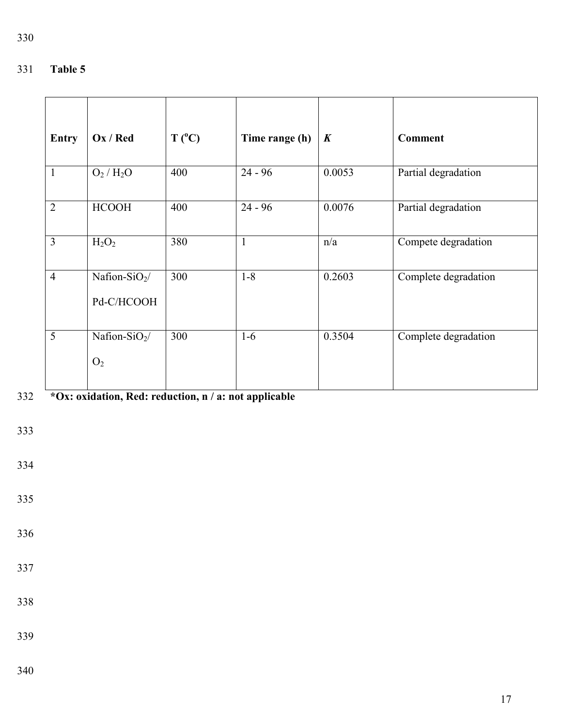**Table 5**

| **Entry** | **Ox / Red** | **T ($^oC$)** | **Time range (h)** | ***K*** | **Comment** |
|---|---|---|---|---|---|
| 1 | $O_2$ / $H_2O$ | 400 | 24 - 96 | 0.0053 | Partial degradation |
| 2 | HCOOH | 400 | 24 - 96 | 0.0076 | Partial degradation |
| 3 | $H_2O_2$ | 380 | 1 | n/a | Compete degradation |
| 4 | Nafion-$SiO_2$/ Pd-C/HCOOH | 300 | 1-8 | 0.2603 | Complete degradation |
| 5 | Nafion-$SiO_2$/ $O_2$ | 300 | 1-6 | 0.3504 | Complete degradation |

**\*Ox: oxidation, Red: reduction, n / a: not applicable**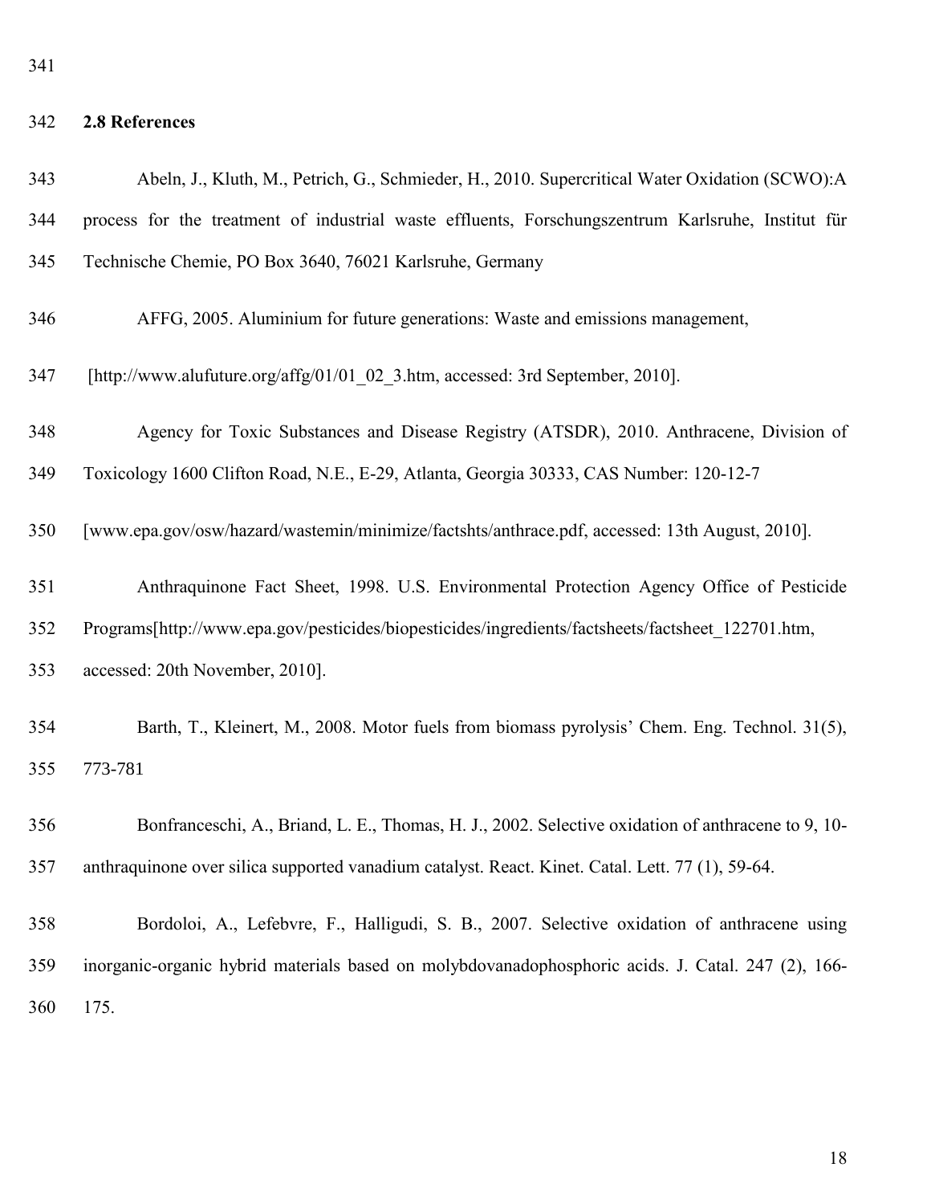## 2.8 References

Abeln, J., Kluth, M., Petrich, G., Schmieder, H., 2010. Supercritical Water Oxidation (SCWO):A process for the treatment of industrial waste effluents, Forschungszentrum Karlsruhe, Institut für Technische Chemie, PO Box 3640, 76021 Karlsruhe, Germany

AFFG, 2005. Aluminium for future generations: Waste and emissions management, [http://www.alufuture.org/affg/01/01_02_3.htm, accessed: 3rd September, 2010].

Agency for Toxic Substances and Disease Registry (ATSDR), 2010. Anthracene, Division of Toxicology 1600 Clifton Road, N.E., E-29, Atlanta, Georgia 30333, CAS Number: 120-12-7 [www.epa.gov/osw/hazard/wastemin/minimize/factshts/anthrace.pdf, accessed: 13th August, 2010].

Anthraquinone Fact Sheet, 1998. U.S. Environmental Protection Agency Office of Pesticide Programs[http://www.epa.gov/pesticides/biopesticides/ingredients/factsheets/factsheet_122701.htm, accessed: 20th November, 2010].

Barth, T., Kleinert, M., 2008. Motor fuels from biomass pyrolysis' Chem. Eng. Technol. 31(5), 773-781

Bonfranceschi, A., Briand, L. E., Thomas, H. J., 2002. Selective oxidation of anthracene to 9, 10-anthraquinone over silica supported vanadium catalyst. React. Kinet. Catal. Lett. 77 (1), 59-64.

Bordoloi, A., Lefebvre, F., Halligudi, S. B., 2007. Selective oxidation of anthracene using inorganic-organic hybrid materials based on molybdovanadophosphoric acids. J. Catal. 247 (2), 166-175.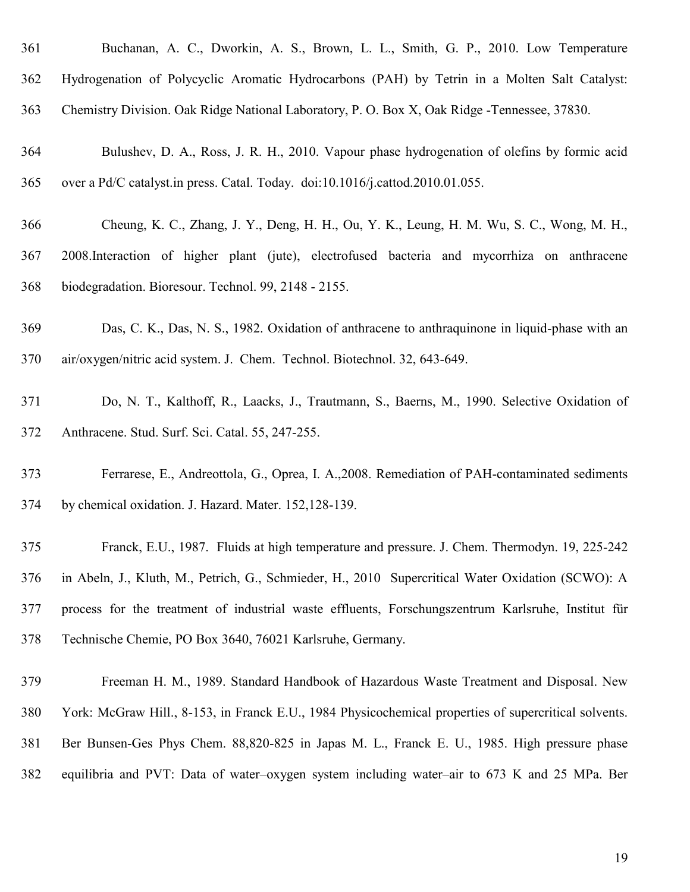Buchanan, A. C., Dworkin, A. S., Brown, L. L., Smith, G. P., 2010. Low Temperature Hydrogenation of Polycyclic Aromatic Hydrocarbons (PAH) by Tetrin in a Molten Salt Catalyst: Chemistry Division. Oak Ridge National Laboratory, P. O. Box X, Oak Ridge -Tennessee, 37830.

Bulushev, D. A., Ross, J. R. H., 2010. Vapour phase hydrogenation of olefins by formic acid over a Pd/C catalyst.in press. Catal. Today. doi:10.1016/j.cattod.2010.01.055.

Cheung, K. C., Zhang, J. Y., Deng, H. H., Ou, Y. K., Leung, H. M. Wu, S. C., Wong, M. H., 2008.Interaction of higher plant (jute), electrofused bacteria and mycorrhiza on anthracene biodegradation. Bioresour. Technol. 99, 2148 - 2155.

Das, C. K., Das, N. S., 1982. Oxidation of anthracene to anthraquinone in liquid-phase with an air/oxygen/nitric acid system. J. Chem. Technol. Biotechnol. 32, 643-649.

Do, N. T., Kalthoff, R., Laacks, J., Trautmann, S., Baerns, M., 1990. Selective Oxidation of Anthracene. Stud. Surf. Sci. Catal. 55, 247-255.

Ferrarese, E., Andreottola, G., Oprea, I. A.,2008. Remediation of PAH-contaminated sediments by chemical oxidation. J. Hazard. Mater. 152,128-139.

Franck, E.U., 1987. Fluids at high temperature and pressure. J. Chem. Thermodyn. 19, 225-242 in Abeln, J., Kluth, M., Petrich, G., Schmieder, H., 2010 Supercritical Water Oxidation (SCWO): A process for the treatment of industrial waste effluents, Forschungszentrum Karlsruhe, Institut für Technische Chemie, PO Box 3640, 76021 Karlsruhe, Germany.

Freeman H. M., 1989. Standard Handbook of Hazardous Waste Treatment and Disposal. New York: McGraw Hill., 8-153, in Franck E.U., 1984 Physicochemical properties of supercritical solvents. Ber Bunsen-Ges Phys Chem. 88,820-825 in Japas M. L., Franck E. U., 1985. High pressure phase equilibria and PVT: Data of water–oxygen system including water–air to 673 K and 25 MPa. Ber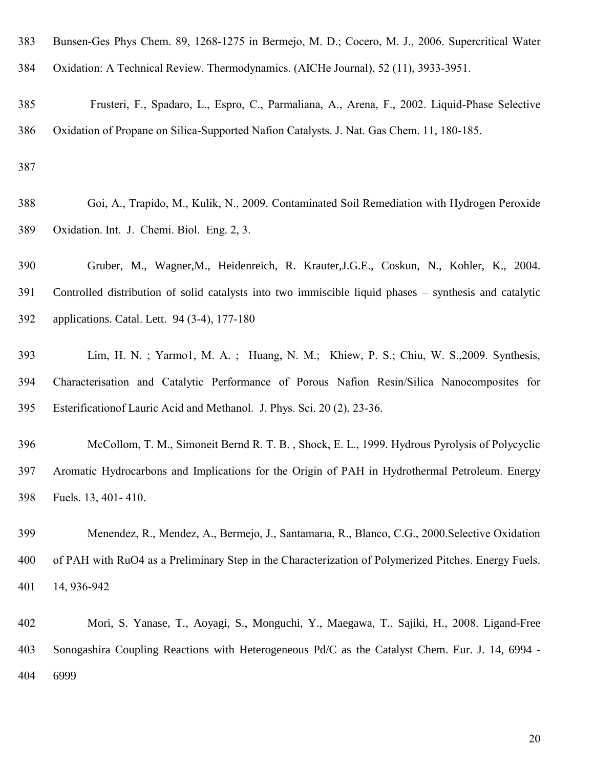Bunsen-Ges Phys Chem. 89, 1268-1275 in Bermejo, M. D.; Cocero, M. J., 2006. Supercritical Water Oxidation: A Technical Review. Thermodynamics. (AIChe Journal), 52 (11), 3933-3951.

Frusteri, F., Spadaro, L., Espro, C., Parmaliana, A., Arena, F., 2002. Liquid-Phase Selective Oxidation of Propane on Silica-Supported Nafion Catalysts. J. Nat. Gas Chem. 11, 180-185.

Goi, A., Trapido, M., Kulik, N., 2009. Contaminated Soil Remediation with Hydrogen Peroxide Oxidation. Int. J. Chemi. Biol. Eng. 2, 3.

Gruber, M., Wagner,M., Heidenreich, R. Krauter,J.G.E., Coskun, N., Kohler, K., 2004. Controlled distribution of solid catalysts into two immiscible liquid phases – synthesis and catalytic applications. Catal. Lett. 94 (3-4), 177-180

Lim, H. N. ; Yarmo1, M. A. ; Huang, N. M.; Khiew, P. S.; Chiu, W. S.,2009. Synthesis, Characterisation and Catalytic Performance of Porous Nafion Resin/Silica Nanocomposites for Esterificationof Lauric Acid and Methanol. J. Phys. Sci. 20 (2), 23-36.

McCollom, T. M., Simoneit Bernd R. T. B. , Shock, E. L., 1999. Hydrous Pyrolysis of Polycyclic Aromatic Hydrocarbons and Implications for the Origin of PAH in Hydrothermal Petroleum. Energy Fuels. 13, 401- 410.

Menendez, R., Mendez, A., Bermejo, J., Santamarıa, R., Blanco, C.G., 2000.Selective Oxidation of PAH with RuO4 as a Preliminary Step in the Characterization of Polymerized Pitches. Energy Fuels. 14, 936-942

Mori, S. Yanase, T., Aoyagi, S., Monguchi, Y., Maegawa, T., Sajiki, H., 2008. Ligand-Free Sonogashira Coupling Reactions with Heterogeneous Pd/C as the Catalyst Chem. Eur. J. 14, 6994 - 6999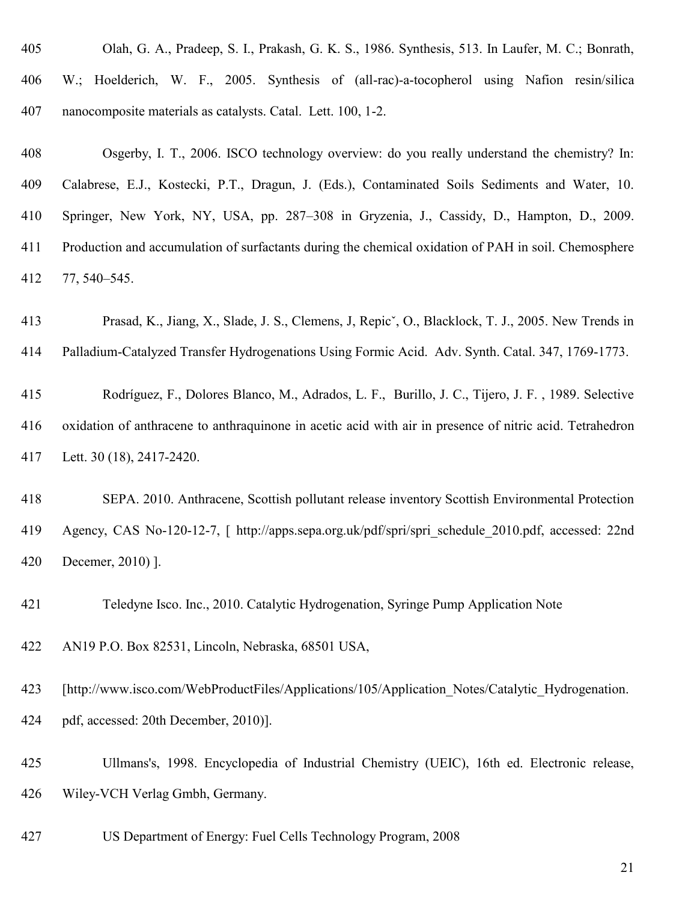Olah, G. A., Pradeep, S. I., Prakash, G. K. S., 1986. Synthesis, 513. In Laufer, M. C.; Bonrath, W.; Hoelderich, W. F., 2005. Synthesis of (all-rac)-a-tocopherol using Nafion resin/silica nanocomposite materials as catalysts. Catal. Lett. 100, 1-2.

Osgerby, I. T., 2006. ISCO technology overview: do you really understand the chemistry? In: Calabrese, E.J., Kostecki, P.T., Dragun, J. (Eds.), Contaminated Soils Sediments and Water, 10. Springer, New York, NY, USA, pp. 287–308 in Gryzenia, J., Cassidy, D., Hampton, D., 2009. Production and accumulation of surfactants during the chemical oxidation of PAH in soil. Chemosphere 77, 540–545.

Prasad, K., Jiang, X., Slade, J. S., Clemens, J, Repicˇ, O., Blacklock, T. J., 2005. New Trends in Palladium-Catalyzed Transfer Hydrogenations Using Formic Acid. Adv. Synth. Catal. 347, 1769-1773.

Rodríguez, F., Dolores Blanco, M., Adrados, L. F., Burillo, J. C., Tijero, J. F. , 1989. Selective oxidation of anthracene to anthraquinone in acetic acid with air in presence of nitric acid. Tetrahedron Lett. 30 (18), 2417-2420.

SEPA. 2010. Anthracene, Scottish pollutant release inventory Scottish Environmental Protection Agency, CAS No-120-12-7, [ http://apps.sepa.org.uk/pdf/spri/spri_schedule_2010.pdf, accessed: 22nd Decemer, 2010) ].

Teledyne Isco. Inc., 2010. Catalytic Hydrogenation, Syringe Pump Application Note AN19 P.O. Box 82531, Lincoln, Nebraska, 68501 USA, [http://www.isco.com/WebProductFiles/Applications/105/Application_Notes/Catalytic_Hydrogenation.pdf, accessed: 20th December, 2010)].

Ullmans's, 1998. Encyclopedia of Industrial Chemistry (UEIC), 16th ed. Electronic release, Wiley-VCH Verlag Gmbh, Germany.

US Department of Energy: Fuel Cells Technology Program, 2008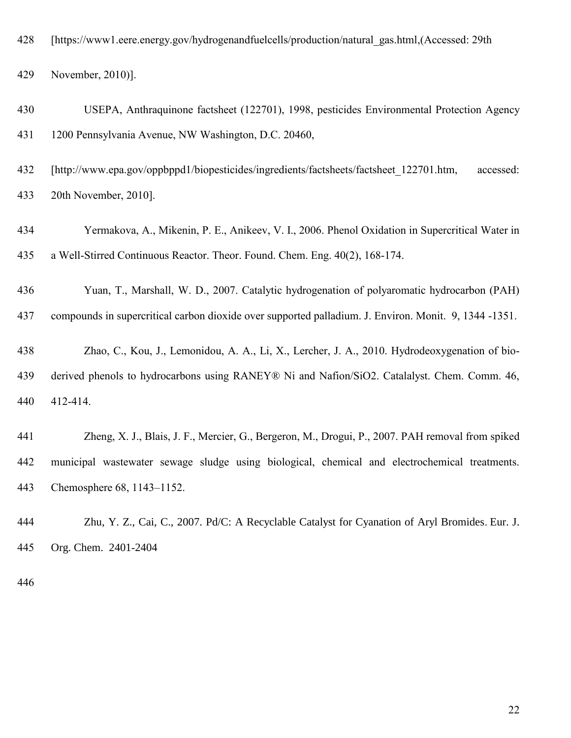[https://www1.eere.energy.gov/hydrogenandfuelcells/production/natural_gas.html,(Accessed: 29th November, 2010)].

USEPA, Anthraquinone factsheet (122701), 1998, pesticides Environmental Protection Agency 1200 Pennsylvania Avenue, NW Washington, D.C. 20460,

[http://www.epa.gov/oppbppd1/biopesticides/ingredients/factsheets/factsheet_122701.htm, accessed: 20th November, 2010].

Yermakova, A., Mikenin, P. E., Anikeev, V. I., 2006. Phenol Oxidation in Supercritical Water in a Well-Stirred Continuous Reactor. Theor. Found. Chem. Eng. 40(2), 168-174.

Yuan, T., Marshall, W. D., 2007. Catalytic hydrogenation of polyaromatic hydrocarbon (PAH) compounds in supercritical carbon dioxide over supported palladium. J. Environ. Monit. 9, 1344 -1351.

Zhao, C., Kou, J., Lemonidou, A. A., Li, X., Lercher, J. A., 2010. Hydrodeoxygenation of bio-derived phenols to hydrocarbons using RANEY® Ni and Nafion/SiO2. Catalalyst. Chem. Comm. 46, 412-414.

Zheng, X. J., Blais, J. F., Mercier, G., Bergeron, M., Drogui, P., 2007. PAH removal from spiked municipal wastewater sewage sludge using biological, chemical and electrochemical treatments. Chemosphere 68, 1143–1152.

Zhu, Y. Z., Cai, C., 2007. Pd/C: A Recyclable Catalyst for Cyanation of Aryl Bromides. Eur. J. Org. Chem. 2401-2404